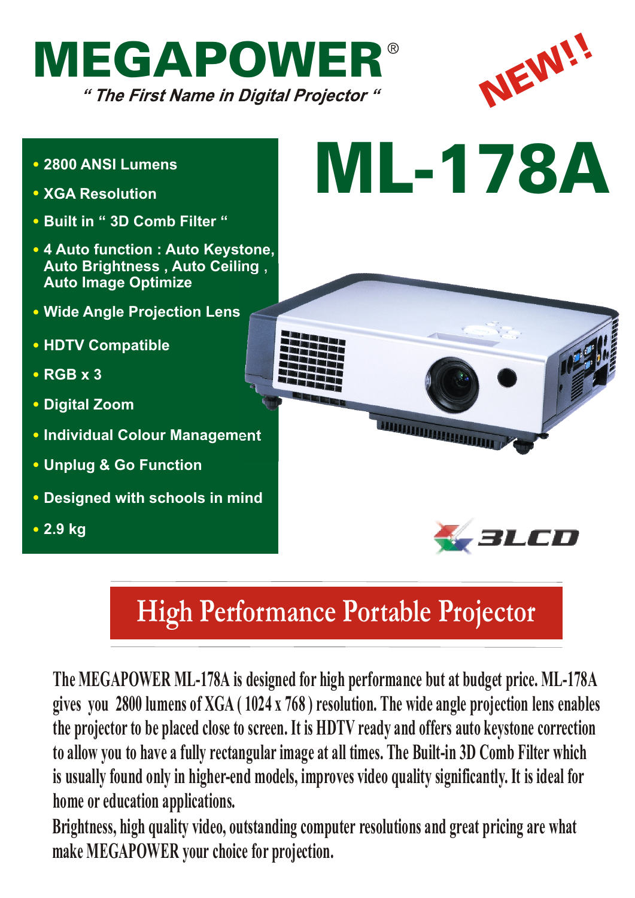# MEGAPOWER®

*" The First Name in Digital Projector "*

NEW!!

# ML-178A

- **2800 ANSI Lumens**
- **XGA Resolution**
- **Built in " 3D Comb Filter "**
- **4 Auto function : Auto Keystone, Auto Brightness , Auto Ceiling , Auto Image Optimize**
- **Wide Angle Projection Lens**
- **HDTV Compatible**
- **RGB x 3**
- **Digital Zoom**
- **Individual Colour Management**
- **Unplug & Go Function**
- **Designed with schools in mind**
- **2.9 kg**

3LCD

## High Performance Portable Projector

The MEGAPOWER ML-178A is designed for high performance but at budget price. ML-178A gives you 2800 lumens of XGA ( 1024 x 768 ) resolution. The wide angle projection lens enables the projector to be placed close to screen. It is HDTV ready and offers auto keystone correction to allow you to have a fully rectangular image at all times. The Built-in 3D Comb Filter which is usually found only in higher-end models, improves video quality significantly. It is ideal for home or education applications.

Brightness, high quality video, outstanding computer resolutions and great pricing are what make MEGAPOWER your choice for projection.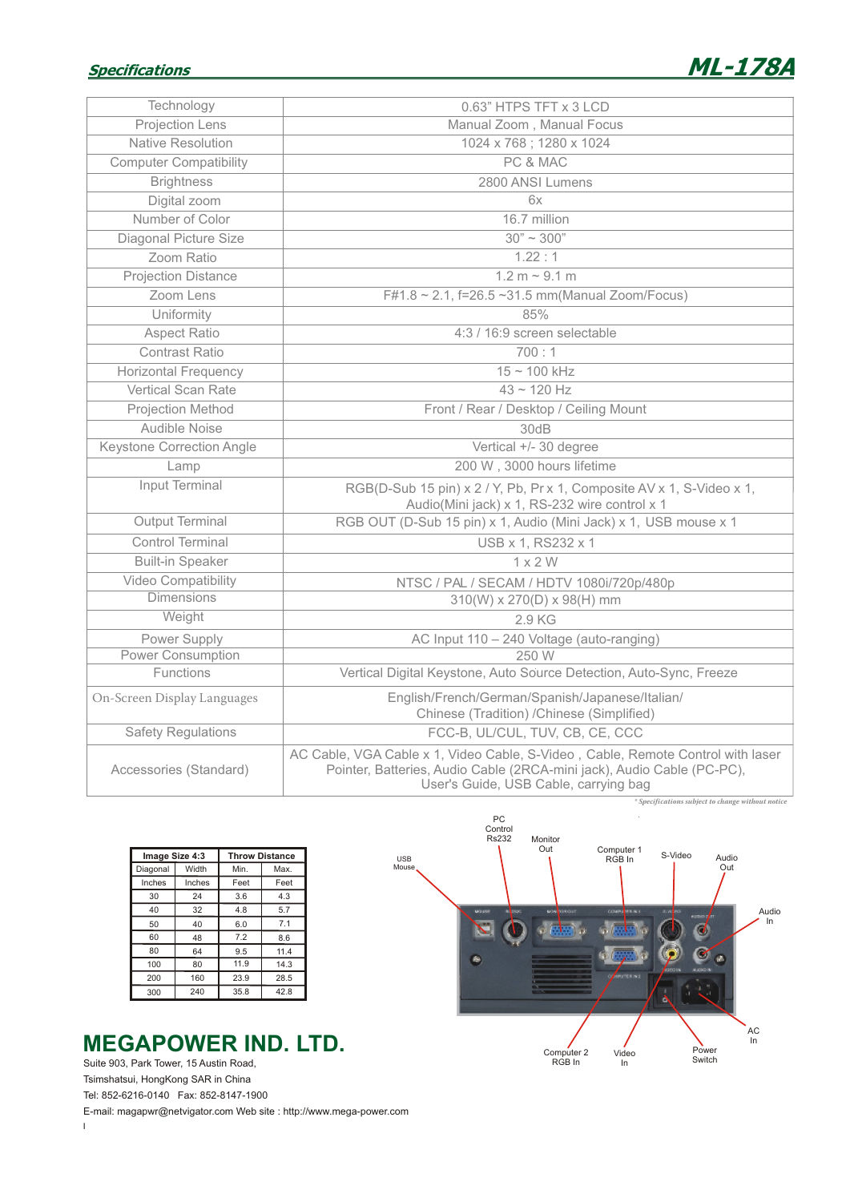## Specifications

# ML-178A

| | |
|---|---|
| Technology | 0.63" HTPS TFT x 3 LCD |
| Projection Lens | Manual Zoom , Manual Focus |
| Native Resolution | 1024 x 768 ; 1280 x 1024 |
| Computer Compatibility | PC & MAC |
| Brightness | 2800 ANSI Lumens |
| Digital zoom | 6x |
| Number of Color | 16.7 million |
| Diagonal Picture Size | 30" ~ 300" |
| Zoom Ratio | 1.22 : 1 |
| Projection Distance | 1.2 m ~ 9.1 m |
| Zoom Lens | F#1.8 ~ 2.1, f=26.5 ~31.5 mm(Manual Zoom/Focus) |
| Uniformity | 85% |
| Aspect Ratio | 4:3 / 16:9 screen selectable |
| Contrast Ratio | 700 : 1 |
| Horizontal Frequency | 15 ~ 100 kHz |
| Vertical Scan Rate | 43 ~ 120 Hz |
| Projection Method | Front / Rear / Desktop / Ceiling Mount |
| Audible Noise | 30dB |
| Keystone Correction Angle | Vertical +/- 30 degree |
| Lamp | 200 W , 3000 hours lifetime |
| Input Terminal | RGB(D-Sub 15 pin) x 2 / Y, Pb, Pr x 1, Composite AV x 1, S-Video x 1, Audio(Mini jack) x 1, RS-232 wire control x 1 |
| Output Terminal | RGB OUT (D-Sub 15 pin) x 1, Audio (Mini Jack) x 1, USB mouse x 1 |
| Control Terminal | USB x 1, RS232 x 1 |
| Built-in Speaker | 1 x 2 W |
| Video Compatibility | NTSC / PAL / SECAM / HDTV 1080i/720p/480p |
| Dimensions | 310(W) x 270(D) x 98(H) mm |
| Weight | 2.9 KG |
| Power Supply | AC Input 110 – 240 Voltage (auto-ranging) |
| Power Consumption | 250 W |
| Functions | Vertical Digital Keystone, Auto Source Detection, Auto-Sync, Freeze |
| On-Screen Display Languages | English/French/German/Spanish/Japanese/Italian/ Chinese (Tradition) /Chinese (Simplified) |
| Safety Regulations | FCC-B, UL/CUL, TUV, CB, CE, CCC |
| Accessories (Standard) | AC Cable, VGA Cable x 1, Video Cable, S-Video , Cable, Remote Control with laser Pointer, Batteries, Audio Cable (2RCA-mini jack), Audio Cable (PC-PC), User's Guide, USB Cable, carrying bag |

*\* Specifications subject to change without notice*

| Image Size 4:3 | | Throw Distance | |
|---|---|---|---|
| Diagonal | Width | Min. | Max. |
| Inches | Inches | Feet | Feet |
| 30 | 24 | 3.6 | 4.3 |
| 40 | 32 | 4.8 | 5.7 |
| 50 | 40 | 6.0 | 7.1 |
| 60 | 48 | 7.2 | 8.6 |
| 80 | 64 | 9.5 | 11.4 |
| 100 | 80 | 11.9 | 14.3 |
| 200 | 160 | 23.9 | 28.5 |
| 300 | 240 | 35.8 | 42.8 |

PC Control Rs232
Monitor Out
Computer 1 RGB In
S-Video
Audio Out
USB Mouse
Audio In
AC In
Power Switch
Video In
Computer 2 RGB In

# MEGAPOWER IND. LTD.

Suite 903, Park Tower, 15 Austin Road,
Tsimshatsui, HongKong SAR in China
Tel: 852-6216-0140 Fax: 852-8147-1900
E-mail: magapwr@netvigator.com Web site : http://www.mega-power.com